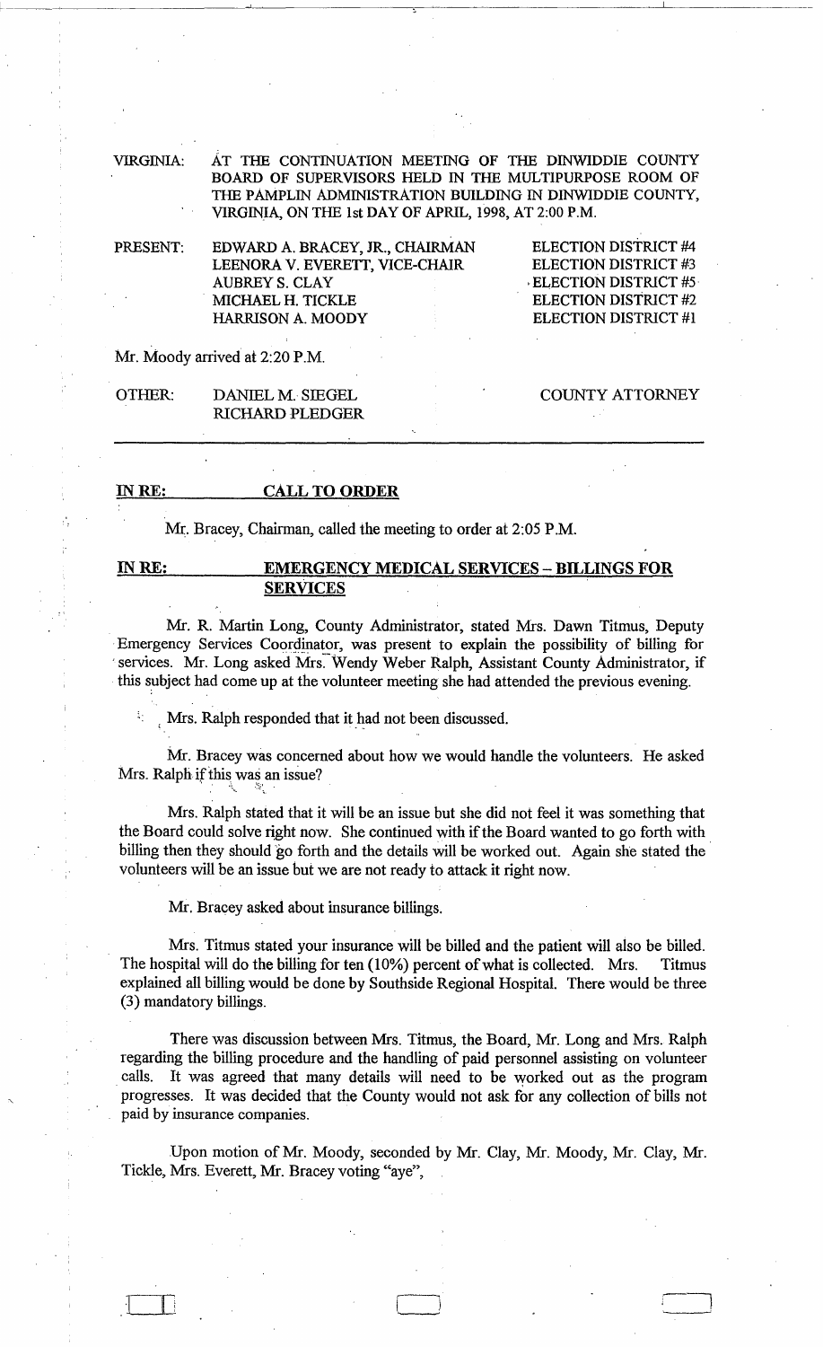VIRGINIA: AT THE CONTINUATION MEETING OF THE DINWIDDIE COUNTY BOARD OF SUPERVISORS HELD IN THE MULTIPURPOSE ROOM OF THE PAMPLIN ADMINISTRATION BUILDING IN DINWIDDIE COUNTY, VIRGINIA, ON THE 1st DAY OF APRIL, 1998, AT 2:00 P.M.

| PRESENT: | EDWARD A. BRACEY, JR., CHAIRMAN | ELECTION DISTRICT #4 |
|---|---|---|
| | LEENORA V. EVERETT, VICE-CHAIR | ELECTION DISTRICT #3 |
| | AUBREY S. CLAY | ELECTION DISTRICT #5 |
| | MICHAEL H. TICKLE | ELECTION DISTRICT #2 |
| | HARRISON A. MOODY | ELECTION DISTRICT #1 |

Mr. Moody arrived at 2:20 P.M.

| OTHER: | DANIEL M. SIEGEL | COUNTY ATTORNEY |
|---|---|---|
| | RICHARD PLEDGER | |

---

**IN RE: CALL TO ORDER**

Mr. Bracey, Chairman, called the meeting to order at 2:05 P.M.

**IN RE: EMERGENCY MEDICAL SERVICES – BILLINGS FOR SERVICES**

Mr. R. Martin Long, County Administrator, stated Mrs. Dawn Titmus, Deputy Emergency Services Coordinator, was present to explain the possibility of billing for services. Mr. Long asked Mrs. Wendy Weber Ralph, Assistant County Administrator, if this subject had come up at the volunteer meeting she had attended the previous evening.

Mrs. Ralph responded that it had not been discussed.

Mr. Bracey was concerned about how we would handle the volunteers. He asked Mrs. Ralph if this was an issue?

Mrs. Ralph stated that it will be an issue but she did not feel it was something that the Board could solve right now. She continued with if the Board wanted to go forth with billing then they should go forth and the details will be worked out. Again she stated the volunteers will be an issue but we are not ready to attack it right now.

Mr. Bracey asked about insurance billings.

Mrs. Titmus stated your insurance will be billed and the patient will also be billed. The hospital will do the billing for ten (10%) percent of what is collected. Mrs. Titmus explained all billing would be done by Southside Regional Hospital. There would be three (3) mandatory billings.

There was discussion between Mrs. Titmus, the Board, Mr. Long and Mrs. Ralph regarding the billing procedure and the handling of paid personnel assisting on volunteer calls. It was agreed that many details will need to be worked out as the program progresses. It was decided that the County would not ask for any collection of bills not paid by insurance companies.

Upon motion of Mr. Moody, seconded by Mr. Clay, Mr. Moody, Mr. Clay, Mr. Tickle, Mrs. Everett, Mr. Bracey voting "aye",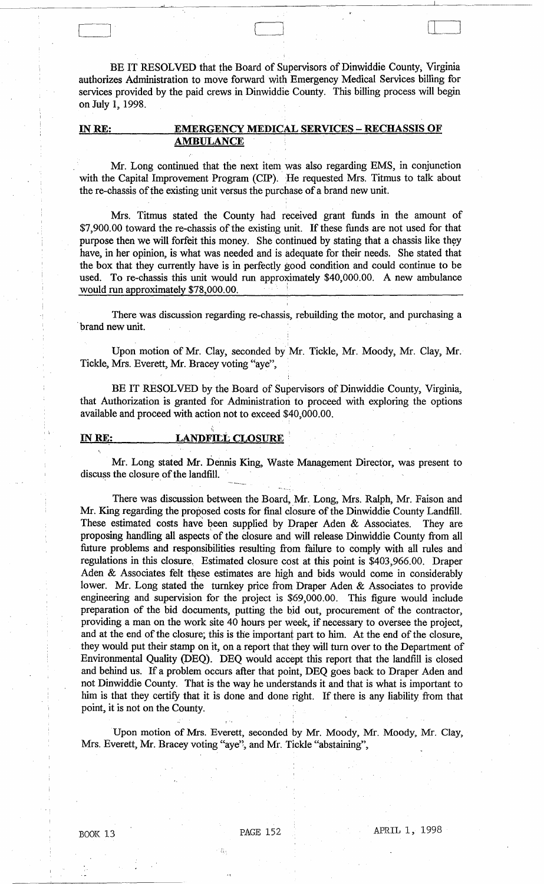BE IT RESOLVED that the Board of Supervisors of Dinwiddie County, Virginia authorizes Administration to move forward with Emergency Medical Services billing for services provided by the paid crews in Dinwiddie County. This billing process will begin on July 1, 1998.

**IN RE: EMERGENCY MEDICAL SERVICES – RECHASSIS OF AMBULANCE**

Mr. Long continued that the next item was also regarding EMS, in conjunction with the Capital Improvement Program (CIP). He requested Mrs. Titmus to talk about the re-chassis of the existing unit versus the purchase of a brand new unit.

Mrs. Titmus stated the County had received grant funds in the amount of $7,900.00 toward the re-chassis of the existing unit. If these funds are not used for that purpose then we will forfeit this money. She continued by stating that a chassis like they have, in her opinion, is what was needed and is adequate for their needs. She stated that the box that they currently have is in perfectly good condition and could continue to be used. To re-chassis this unit would run approximately $40,000.00. A new ambulance would run approximately $78,000.00.

There was discussion regarding re-chassis, rebuilding the motor, and purchasing a brand new unit.

Upon motion of Mr. Clay, seconded by Mr. Tickle, Mr. Moody, Mr. Clay, Mr. Tickle, Mrs. Everett, Mr. Bracey voting "aye",

BE IT RESOLVED by the Board of Supervisors of Dinwiddie County, Virginia, that Authorization is granted for Administration to proceed with exploring the options available and proceed with action not to exceed $40,000.00.

**IN RE: LANDFILL CLOSURE**

Mr. Long stated Mr. Dennis King, Waste Management Director, was present to discuss the closure of the landfill.

There was discussion between the Board, Mr. Long, Mrs. Ralph, Mr. Faison and Mr. King regarding the proposed costs for final closure of the Dinwiddie County Landfill. These estimated costs have been supplied by Draper Aden & Associates. They are proposing handling all aspects of the closure and will release Dinwiddie County from all future problems and responsibilities resulting from failure to comply with all rules and regulations in this closure. Estimated closure cost at this point is $403,966.00. Draper Aden & Associates felt these estimates are high and bids would come in considerably lower. Mr. Long stated the turnkey price from Draper Aden & Associates to provide engineering and supervision for the project is $69,000.00. This figure would include preparation of the bid documents, putting the bid out, procurement of the contractor, providing a man on the work site 40 hours per week, if necessary to oversee the project, and at the end of the closure; this is the important part to him. At the end of the closure, they would put their stamp on it, on a report that they will turn over to the Department of Environmental Quality (DEQ). DEQ would accept this report that the landfill is closed and behind us. If a problem occurs after that point, DEQ goes back to Draper Aden and not Dinwiddie County. That is the way he understands it and that is what is important to him is that they certify that it is done and done right. If there is any liability from that point, it is not on the County.

Upon motion of Mrs. Everett, seconded by Mr. Moody, Mr. Moody, Mr. Clay, Mrs. Everett, Mr. Bracey voting "aye", and Mr. Tickle "abstaining",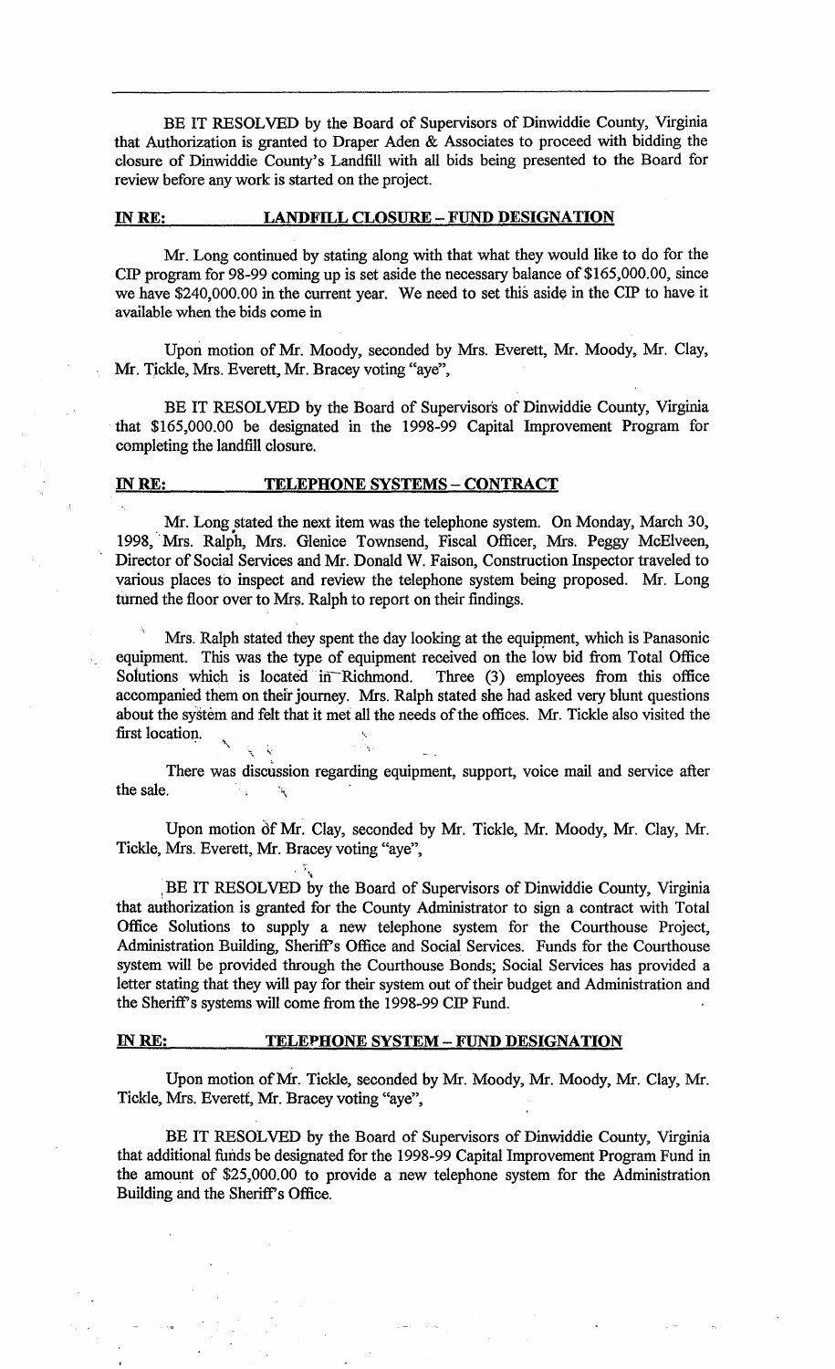BE IT RESOLVED by the Board of Supervisors of Dinwiddie County, Virginia that Authorization is granted to Draper Aden & Associates to proceed with bidding the closure of Dinwiddie County's Landfill with all bids being presented to the Board for review before any work is started on the project.

**IN RE: LANDFILL CLOSURE – FUND DESIGNATION**

Mr. Long continued by stating along with that what they would like to do for the CIP program for 98-99 coming up is set aside the necessary balance of $165,000.00, since we have $240,000.00 in the current year. We need to set this aside in the CIP to have it available when the bids come in

Upon motion of Mr. Moody, seconded by Mrs. Everett, Mr. Moody, Mr. Clay, Mr. Tickle, Mrs. Everett, Mr. Bracey voting "aye",

BE IT RESOLVED by the Board of Supervisors of Dinwiddie County, Virginia that $165,000.00 be designated in the 1998-99 Capital Improvement Program for completing the landfill closure.

**IN RE: TELEPHONE SYSTEMS – CONTRACT**

Mr. Long stated the next item was the telephone system. On Monday, March 30, 1998, Mrs. Ralph, Mrs. Glenice Townsend, Fiscal Officer, Mrs. Peggy McElveen, Director of Social Services and Mr. Donald W. Faison, Construction Inspector traveled to various places to inspect and review the telephone system being proposed. Mr. Long turned the floor over to Mrs. Ralph to report on their findings.

Mrs. Ralph stated they spent the day looking at the equipment, which is Panasonic equipment. This was the type of equipment received on the low bid from Total Office Solutions which is located in Richmond. Three (3) employees from this office accompanied them on their journey. Mrs. Ralph stated she had asked very blunt questions about the system and felt that it met all the needs of the offices. Mr. Tickle also visited the first location.

There was discussion regarding equipment, support, voice mail and service after the sale.

Upon motion of Mr. Clay, seconded by Mr. Tickle, Mr. Moody, Mr. Clay, Mr. Tickle, Mrs. Everett, Mr. Bracey voting "aye",

BE IT RESOLVED by the Board of Supervisors of Dinwiddie County, Virginia that authorization is granted for the County Administrator to sign a contract with Total Office Solutions to supply a new telephone system for the Courthouse Project, Administration Building, Sheriff's Office and Social Services. Funds for the Courthouse system will be provided through the Courthouse Bonds; Social Services has provided a letter stating that they will pay for their system out of their budget and Administration and the Sheriff's systems will come from the 1998-99 CIP Fund.

**IN RE: TELEPHONE SYSTEM – FUND DESIGNATION**

Upon motion of Mr. Tickle, seconded by Mr. Moody, Mr. Moody, Mr. Clay, Mr. Tickle, Mrs. Everett, Mr. Bracey voting "aye",

BE IT RESOLVED by the Board of Supervisors of Dinwiddie County, Virginia that additional funds be designated for the 1998-99 Capital Improvement Program Fund in the amount of $25,000.00 to provide a new telephone system for the Administration Building and the Sheriff's Office.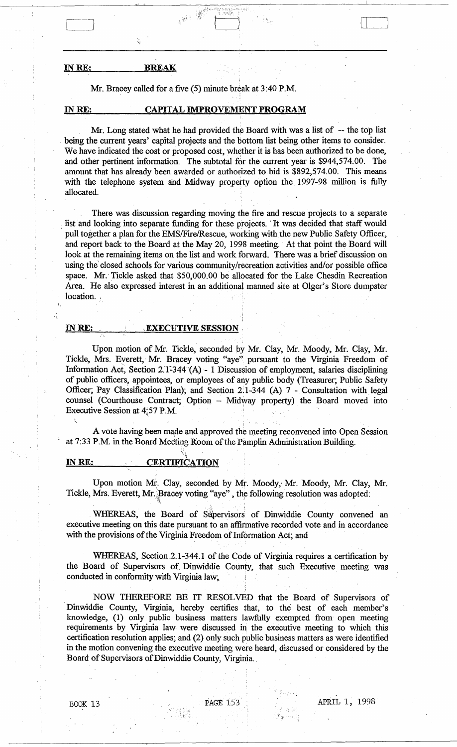**IN RE: BREAK**

Mr. Bracey called for a five (5) minute break at 3:40 P.M.

**IN RE: CAPITAL IMPROVEMENT PROGRAM**

Mr. Long stated what he had provided the Board with was a list of -- the top list being the current years' capital projects and the bottom list being other items to consider. We have indicated the cost or proposed cost, whether it is has been authorized to be done, and other pertinent information. The subtotal for the current year is $944,574.00. The amount that has already been awarded or authorized to bid is $892,574.00. This means with the telephone system and Midway property option the 1997-98 million is fully allocated.

There was discussion regarding moving the fire and rescue projects to a separate list and looking into separate funding for these projects. It was decided that staff would pull together a plan for the EMS/Fire/Rescue, working with the new Public Safety Officer, and report back to the Board at the May 20, 1998 meeting. At that point the Board will look at the remaining items on the list and work forward. There was a brief discussion on using the closed schools for various community/recreation activities and/or possible office space. Mr. Tickle asked that $50,000.00 be allocated for the Lake Chesdin Recreation Area. He also expressed interest in an additional manned site at Olger's Store dumpster location.

**IN RE: EXECUTIVE SESSION**

Upon motion of Mr. Tickle, seconded by Mr. Clay, Mr. Moody, Mr. Clay, Mr. Tickle, Mrs. Everett, Mr. Bracey voting "aye" pursuant to the Virginia Freedom of Information Act, Section 2.1-344 (A) - 1 Discussion of employment, salaries disciplining of public officers, appointees, or employees of any public body (Treasurer; Public Safety Officer; Pay Classification Plan); and Section 2.1-344 (A) 7 - Consultation with legal counsel (Courthouse Contract; Option – Midway property) the Board moved into Executive Session at 4:57 P.M.

A vote having been made and approved the meeting reconvened into Open Session at 7:33 P.M. in the Board Meeting Room of the Pamplin Administration Building.

**IN RE: CERTIFICATION**

Upon motion Mr. Clay, seconded by Mr. Moody, Mr. Moody, Mr. Clay, Mr. Tickle, Mrs. Everett, Mr. Bracey voting "aye", the following resolution was adopted:

WHEREAS, the Board of Supervisors of Dinwiddie County convened an executive meeting on this date pursuant to an affirmative recorded vote and in accordance with the provisions of the Virginia Freedom of Information Act; and

WHEREAS, Section 2.1-344.1 of the Code of Virginia requires a certification by the Board of Supervisors of Dinwiddie County, that such Executive meeting was conducted in conformity with Virginia law;

NOW THEREFORE BE IT RESOLVED that the Board of Supervisors of Dinwiddie County, Virginia, hereby certifies that, to the best of each member's knowledge, (1) only public business matters lawfully exempted from open meeting requirements by Virginia law were discussed in the executive meeting to which this certification resolution applies; and (2) only such public business matters as were identified in the motion convening the executive meeting were heard, discussed or considered by the Board of Supervisors of Dinwiddie County, Virginia.

BOOK 13 PAGE 153 APRIL 1, 1998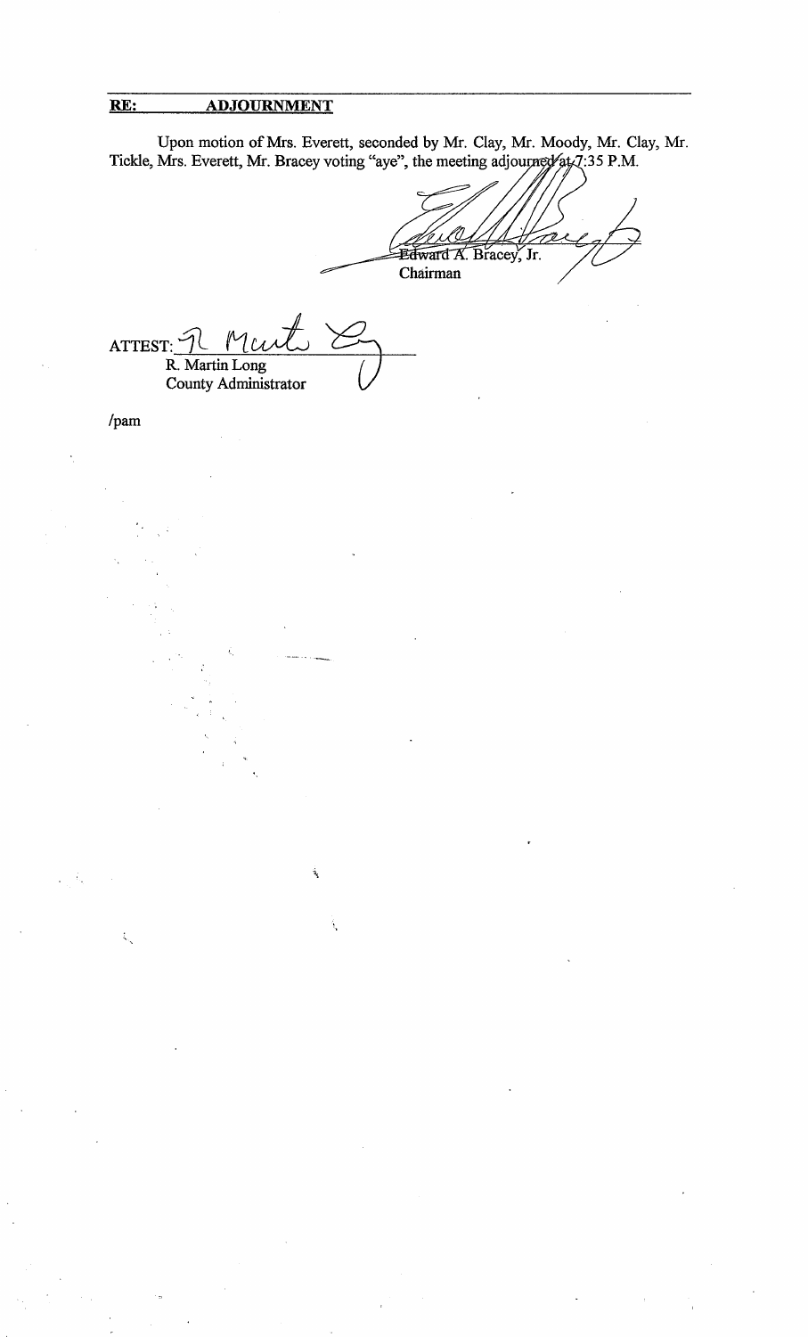**RE: ADJOURNMENT**

Upon motion of Mrs. Everett, seconded by Mr. Clay, Mr. Moody, Mr. Clay, Mr. Tickle, Mrs. Everett, Mr. Bracey voting "aye", the meeting adjourned at 7:35 P.M.

Edward A. Bracey, Jr.
Chairman

ATTEST:
R. Martin Long
County Administrator

/pam